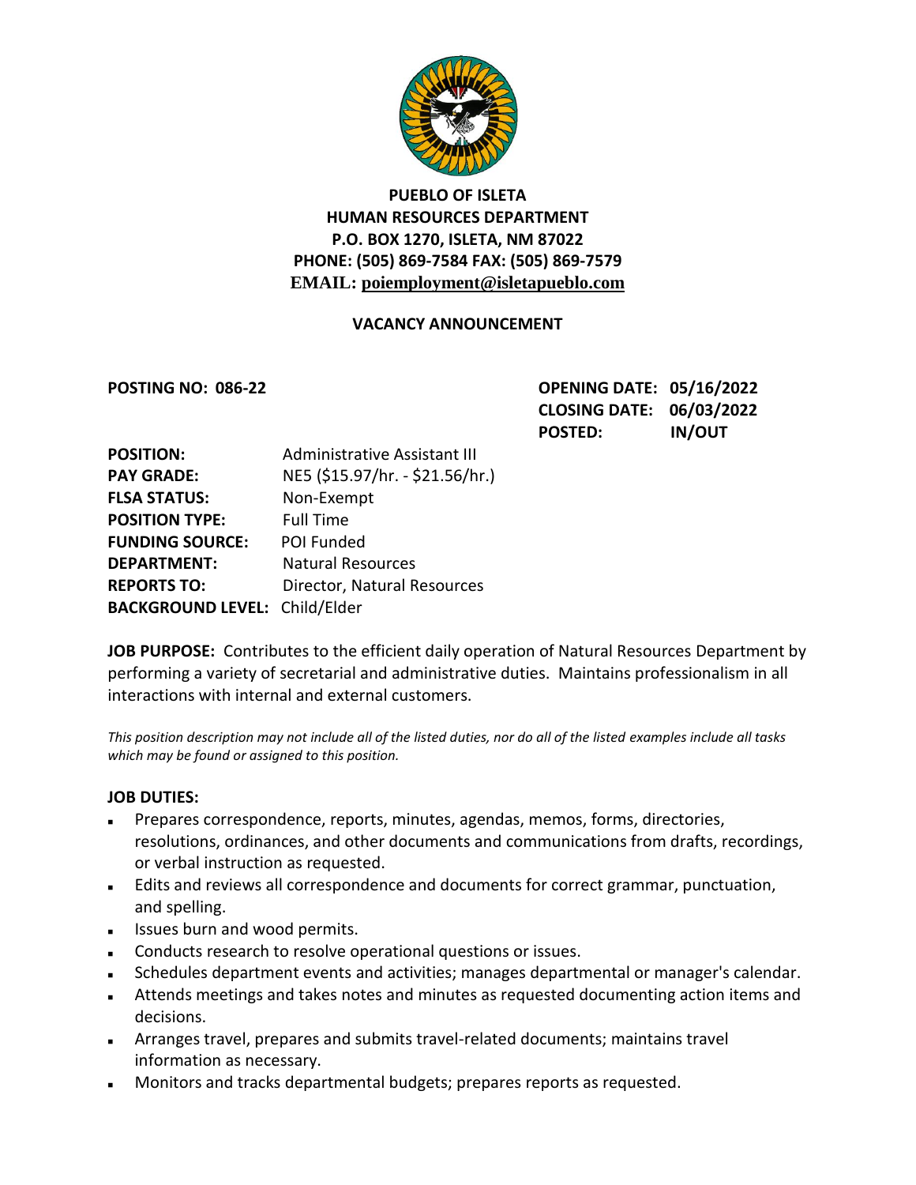**PUEBLO OF ISLETA**
**HUMAN RESOURCES DEPARTMENT**
**P.O. BOX 1270, ISLETA, NM 87022**
**PHONE: (505) 869-7584 FAX: (505) 869-7579**
**EMAIL: poiemployment@isletapueblo.com**

**VACANCY ANNOUNCEMENT**

**POSTING NO: 086-22**

**OPENING DATE: 05/16/2022**
**CLOSING DATE: 06/03/2022**
**POSTED: IN/OUT**

**POSITION:** Administrative Assistant III
**PAY GRADE:** NE5 ($15.97/hr. - $21.56/hr.)
**FLSA STATUS:** Non-Exempt
**POSITION TYPE:** Full Time
**FUNDING SOURCE:** POI Funded
**DEPARTMENT:** Natural Resources
**REPORTS TO:** Director, Natural Resources
**BACKGROUND LEVEL:** Child/Elder

**JOB PURPOSE:** Contributes to the efficient daily operation of Natural Resources Department by performing a variety of secretarial and administrative duties. Maintains professionalism in all interactions with internal and external customers.

*This position description may not include all of the listed duties, nor do all of the listed examples include all tasks which may be found or assigned to this position.*

**JOB DUTIES:**

- Prepares correspondence, reports, minutes, agendas, memos, forms, directories, resolutions, ordinances, and other documents and communications from drafts, recordings, or verbal instruction as requested.
- Edits and reviews all correspondence and documents for correct grammar, punctuation, and spelling.
- Issues burn and wood permits.
- Conducts research to resolve operational questions or issues.
- Schedules department events and activities; manages departmental or manager's calendar.
- Attends meetings and takes notes and minutes as requested documenting action items and decisions.
- Arranges travel, prepares and submits travel-related documents; maintains travel information as necessary.
- Monitors and tracks departmental budgets; prepares reports as requested.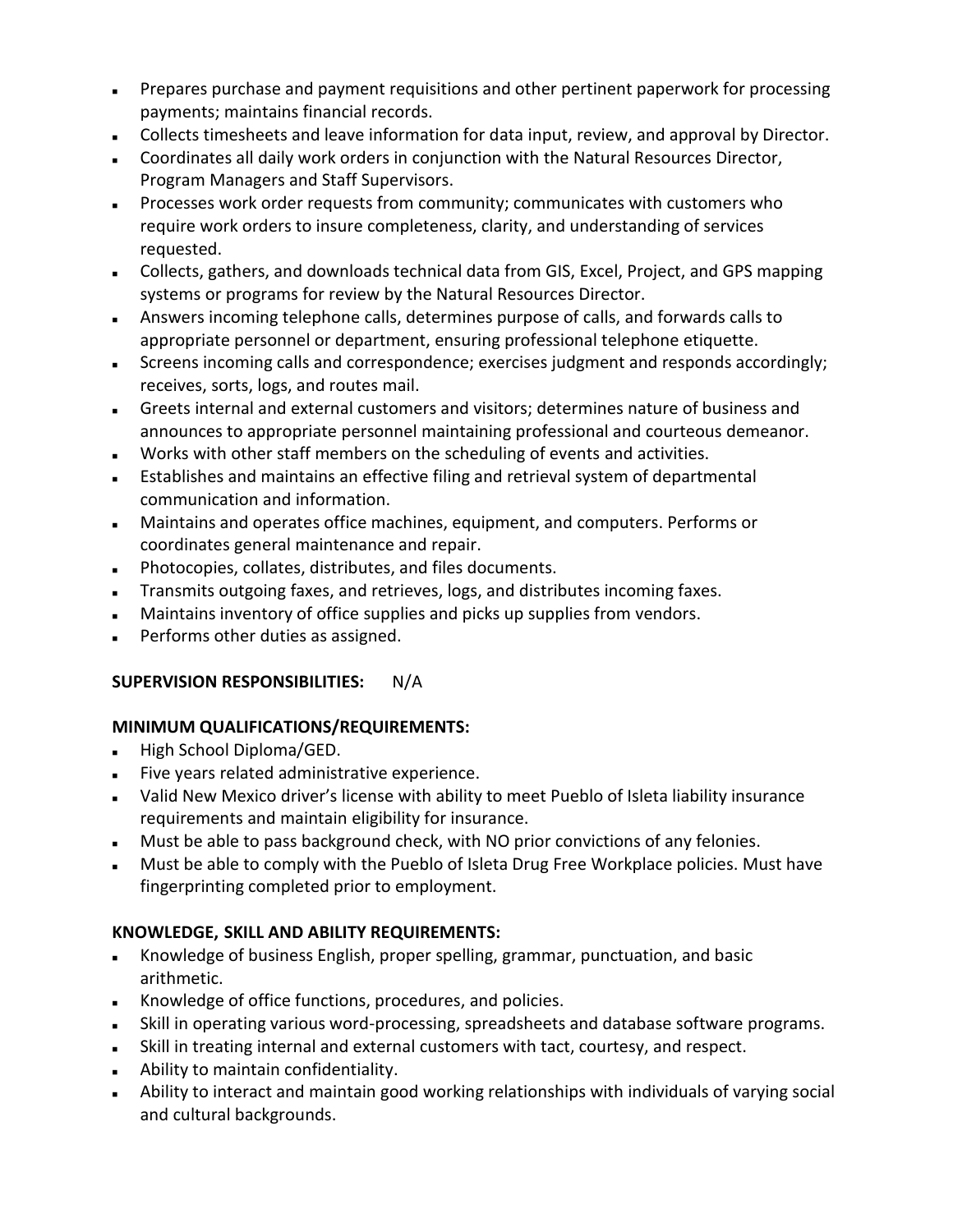- Prepares purchase and payment requisitions and other pertinent paperwork for processing payments; maintains financial records.
- Collects timesheets and leave information for data input, review, and approval by Director.
- Coordinates all daily work orders in conjunction with the Natural Resources Director, Program Managers and Staff Supervisors.
- Processes work order requests from community; communicates with customers who require work orders to insure completeness, clarity, and understanding of services requested.
- Collects, gathers, and downloads technical data from GIS, Excel, Project, and GPS mapping systems or programs for review by the Natural Resources Director.
- Answers incoming telephone calls, determines purpose of calls, and forwards calls to appropriate personnel or department, ensuring professional telephone etiquette.
- Screens incoming calls and correspondence; exercises judgment and responds accordingly; receives, sorts, logs, and routes mail.
- Greets internal and external customers and visitors; determines nature of business and announces to appropriate personnel maintaining professional and courteous demeanor.
- Works with other staff members on the scheduling of events and activities.
- Establishes and maintains an effective filing and retrieval system of departmental communication and information.
- Maintains and operates office machines, equipment, and computers. Performs or coordinates general maintenance and repair.
- Photocopies, collates, distributes, and files documents.
- Transmits outgoing faxes, and retrieves, logs, and distributes incoming faxes.
- Maintains inventory of office supplies and picks up supplies from vendors.
- Performs other duties as assigned.

**SUPERVISION RESPONSIBILITIES:** N/A

**MINIMUM QUALIFICATIONS/REQUIREMENTS:**

- High School Diploma/GED.
- Five years related administrative experience.
- Valid New Mexico driver's license with ability to meet Pueblo of Isleta liability insurance requirements and maintain eligibility for insurance.
- Must be able to pass background check, with NO prior convictions of any felonies.
- Must be able to comply with the Pueblo of Isleta Drug Free Workplace policies. Must have fingerprinting completed prior to employment.

**KNOWLEDGE, SKILL AND ABILITY REQUIREMENTS:**

- Knowledge of business English, proper spelling, grammar, punctuation, and basic arithmetic.
- Knowledge of office functions, procedures, and policies.
- Skill in operating various word-processing, spreadsheets and database software programs.
- Skill in treating internal and external customers with tact, courtesy, and respect.
- Ability to maintain confidentiality.
- Ability to interact and maintain good working relationships with individuals of varying social and cultural backgrounds.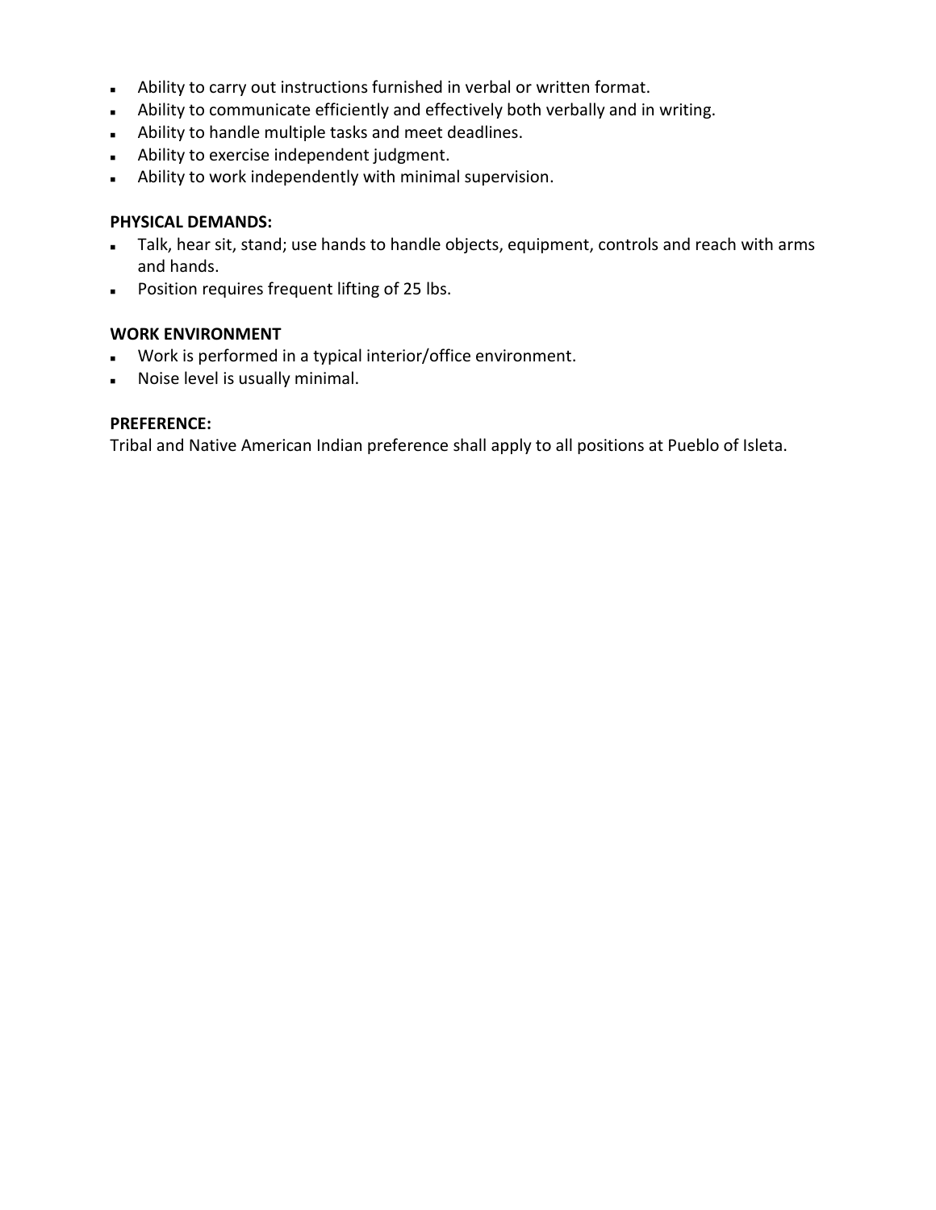- Ability to carry out instructions furnished in verbal or written format.
- Ability to communicate efficiently and effectively both verbally and in writing.
- Ability to handle multiple tasks and meet deadlines.
- Ability to exercise independent judgment.
- Ability to work independently with minimal supervision.

**PHYSICAL DEMANDS:**

- Talk, hear sit, stand; use hands to handle objects, equipment, controls and reach with arms and hands.
- Position requires frequent lifting of 25 lbs.

**WORK ENVIRONMENT**

- Work is performed in a typical interior/office environment.
- Noise level is usually minimal.

**PREFERENCE:**

Tribal and Native American Indian preference shall apply to all positions at Pueblo of Isleta.